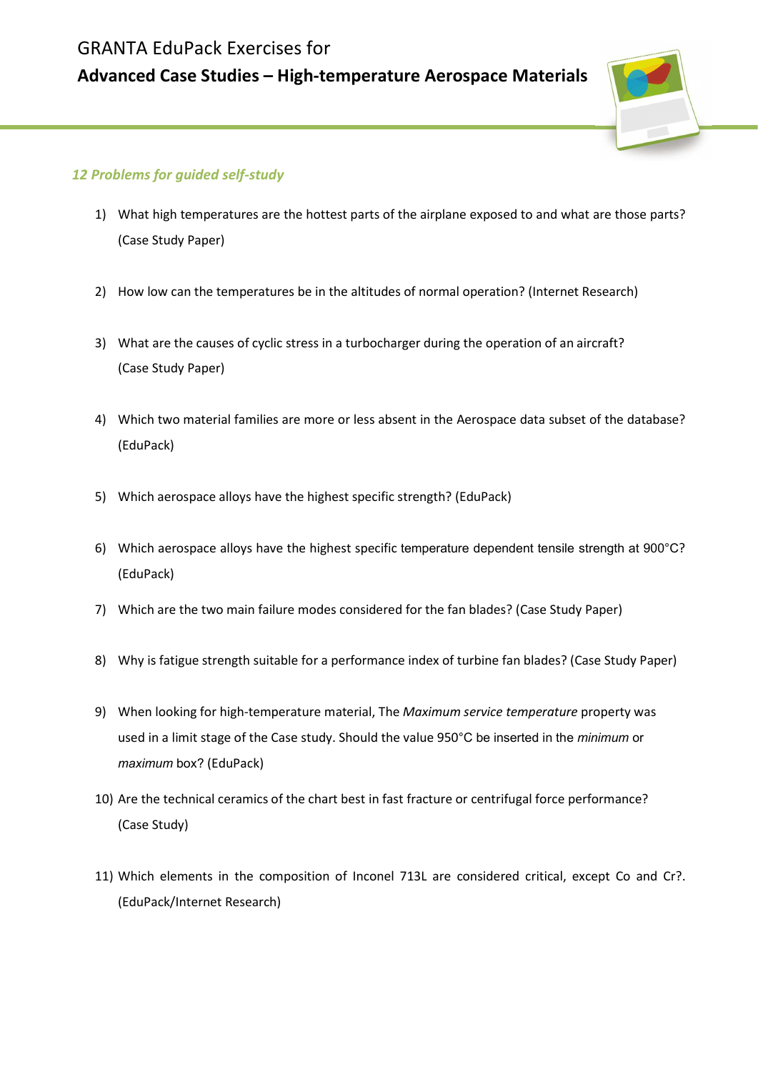GRANTA EduPack Exercises for

# Advanced Case Studies – High-temperature Aerospace Materials

## *12 Problems for guided self-study*

1) What high temperatures are the hottest parts of the airplane exposed to and what are those parts? (Case Study Paper)

2) How low can the temperatures be in the altitudes of normal operation? (Internet Research)

3) What are the causes of cyclic stress in a turbocharger during the operation of an aircraft? (Case Study Paper)

4) Which two material families are more or less absent in the Aerospace data subset of the database? (EduPack)

5) Which aerospace alloys have the highest specific strength? (EduPack)

6) Which aerospace alloys have the highest specific temperature dependent tensile strength at 900°C? (EduPack)

7) Which are the two main failure modes considered for the fan blades? (Case Study Paper)

8) Why is fatigue strength suitable for a performance index of turbine fan blades? (Case Study Paper)

9) When looking for high-temperature material, The *Maximum service temperature* property was used in a limit stage of the Case study. Should the value 950°C be inserted in the *minimum* or *maximum* box? (EduPack)

10) Are the technical ceramics of the chart best in fast fracture or centrifugal force performance? (Case Study)

11) Which elements in the composition of Inconel 713L are considered critical, except Co and Cr?. (EduPack/Internet Research)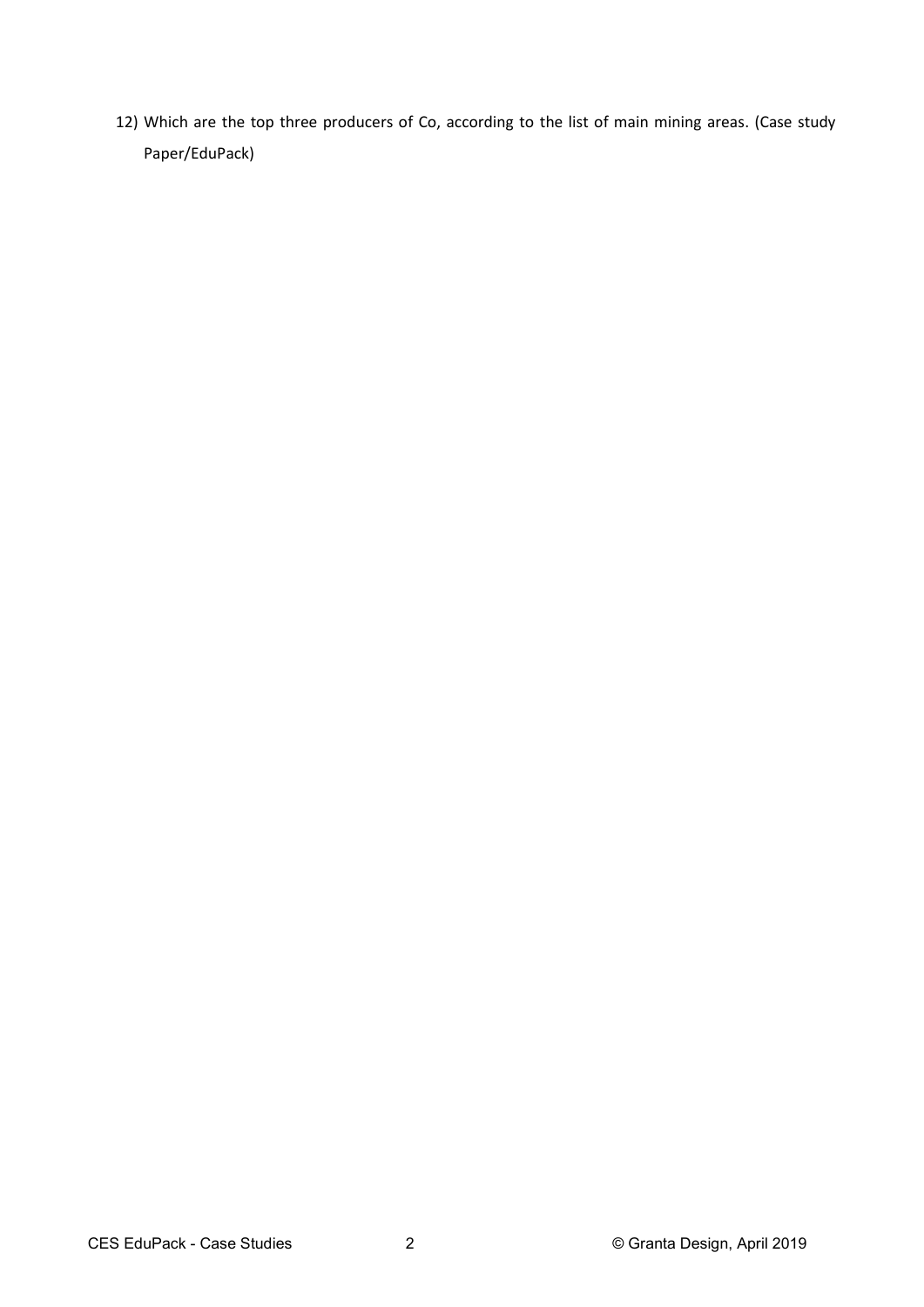12) Which are the top three producers of Co, according to the list of main mining areas. (Case study Paper/EduPack)